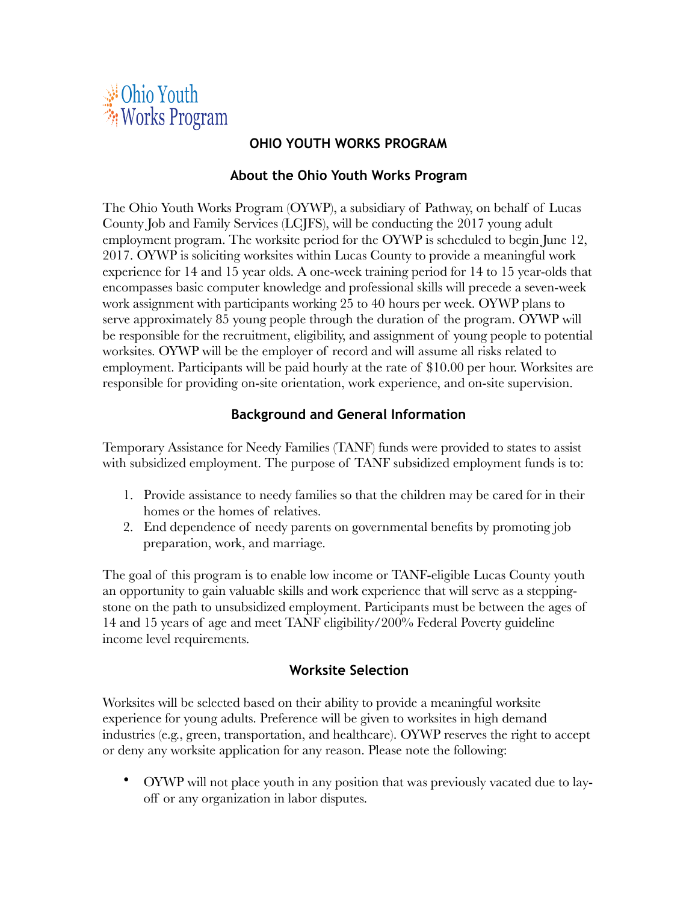Ohio Youth Works Program

# OHIO YOUTH WORKS PROGRAM

## About the Ohio Youth Works Program

The Ohio Youth Works Program (OYWP), a subsidiary of Pathway, on behalf of Lucas County Job and Family Services (LCJFS), will be conducting the 2017 young adult employment program. The worksite period for the OYWP is scheduled to begin June 12, 2017. OYWP is soliciting worksites within Lucas County to provide a meaningful work experience for 14 and 15 year olds. A one-week training period for 14 to 15 year-olds that encompasses basic computer knowledge and professional skills will precede a seven-week work assignment with participants working 25 to 40 hours per week. OYWP plans to serve approximately 85 young people through the duration of the program. OYWP will be responsible for the recruitment, eligibility, and assignment of young people to potential worksites. OYWP will be the employer of record and will assume all risks related to employment. Participants will be paid hourly at the rate of $10.00 per hour. Worksites are responsible for providing on-site orientation, work experience, and on-site supervision.

## Background and General Information

Temporary Assistance for Needy Families (TANF) funds were provided to states to assist with subsidized employment. The purpose of TANF subsidized employment funds is to:

1. Provide assistance to needy families so that the children may be cared for in their homes or the homes of relatives.
2. End dependence of needy parents on governmental benefits by promoting job preparation, work, and marriage.

The goal of this program is to enable low income or TANF-eligible Lucas County youth an opportunity to gain valuable skills and work experience that will serve as a stepping-stone on the path to unsubsidized employment. Participants must be between the ages of 14 and 15 years of age and meet TANF eligibility/200% Federal Poverty guideline income level requirements.

## Worksite Selection

Worksites will be selected based on their ability to provide a meaningful worksite experience for young adults. Preference will be given to worksites in high demand industries (e.g., green, transportation, and healthcare). OYWP reserves the right to accept or deny any worksite application for any reason. Please note the following:

- OYWP will not place youth in any position that was previously vacated due to lay-off or any organization in labor disputes.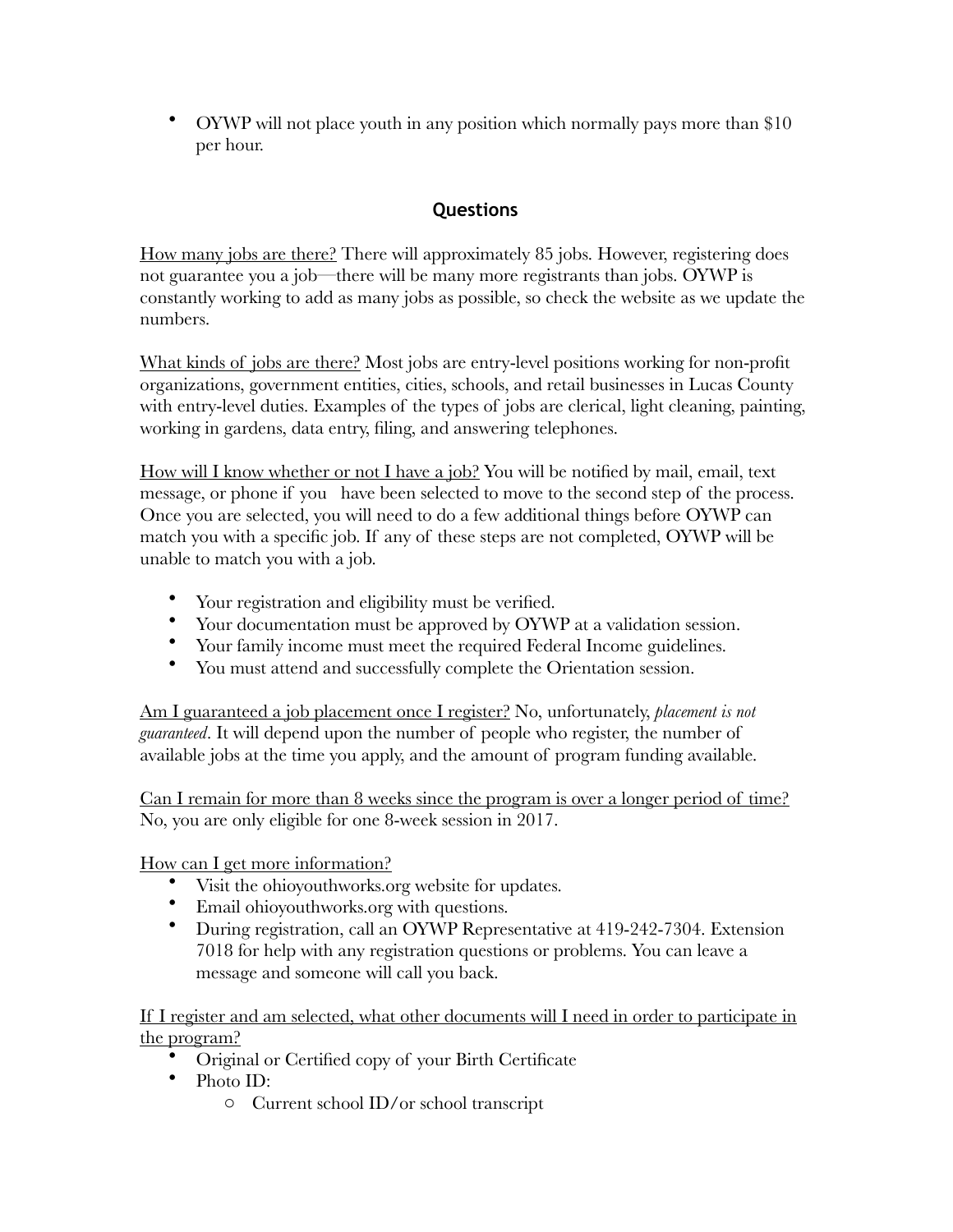- OYWP will not place youth in any position which normally pays more than $10 per hour.

## Questions

How many jobs are there? There will approximately 85 jobs. However, registering does not guarantee you a job—there will be many more registrants than jobs. OYWP is constantly working to add as many jobs as possible, so check the website as we update the numbers.

What kinds of jobs are there? Most jobs are entry-level positions working for non-profit organizations, government entities, cities, schools, and retail businesses in Lucas County with entry-level duties. Examples of the types of jobs are clerical, light cleaning, painting, working in gardens, data entry, filing, and answering telephones.

How will I know whether or not I have a job? You will be notified by mail, email, text message, or phone if you have been selected to move to the second step of the process. Once you are selected, you will need to do a few additional things before OYWP can match you with a specific job. If any of these steps are not completed, OYWP will be unable to match you with a job.

- Your registration and eligibility must be verified.
- Your documentation must be approved by OYWP at a validation session.
- Your family income must meet the required Federal Income guidelines.
- You must attend and successfully complete the Orientation session.

Am I guaranteed a job placement once I register? No, unfortunately, *placement is not guaranteed*. It will depend upon the number of people who register, the number of available jobs at the time you apply, and the amount of program funding available.

Can I remain for more than 8 weeks since the program is over a longer period of time? No, you are only eligible for one 8-week session in 2017.

How can I get more information?

- Visit the ohioyouthworks.org website for updates.
- Email ohioyouthworks.org with questions.
- During registration, call an OYWP Representative at 419-242-7304. Extension 7018 for help with any registration questions or problems. You can leave a message and someone will call you back.

If I register and am selected, what other documents will I need in order to participate in the program?

- Original or Certified copy of your Birth Certificate
- Photo ID:
  - Current school ID/or school transcript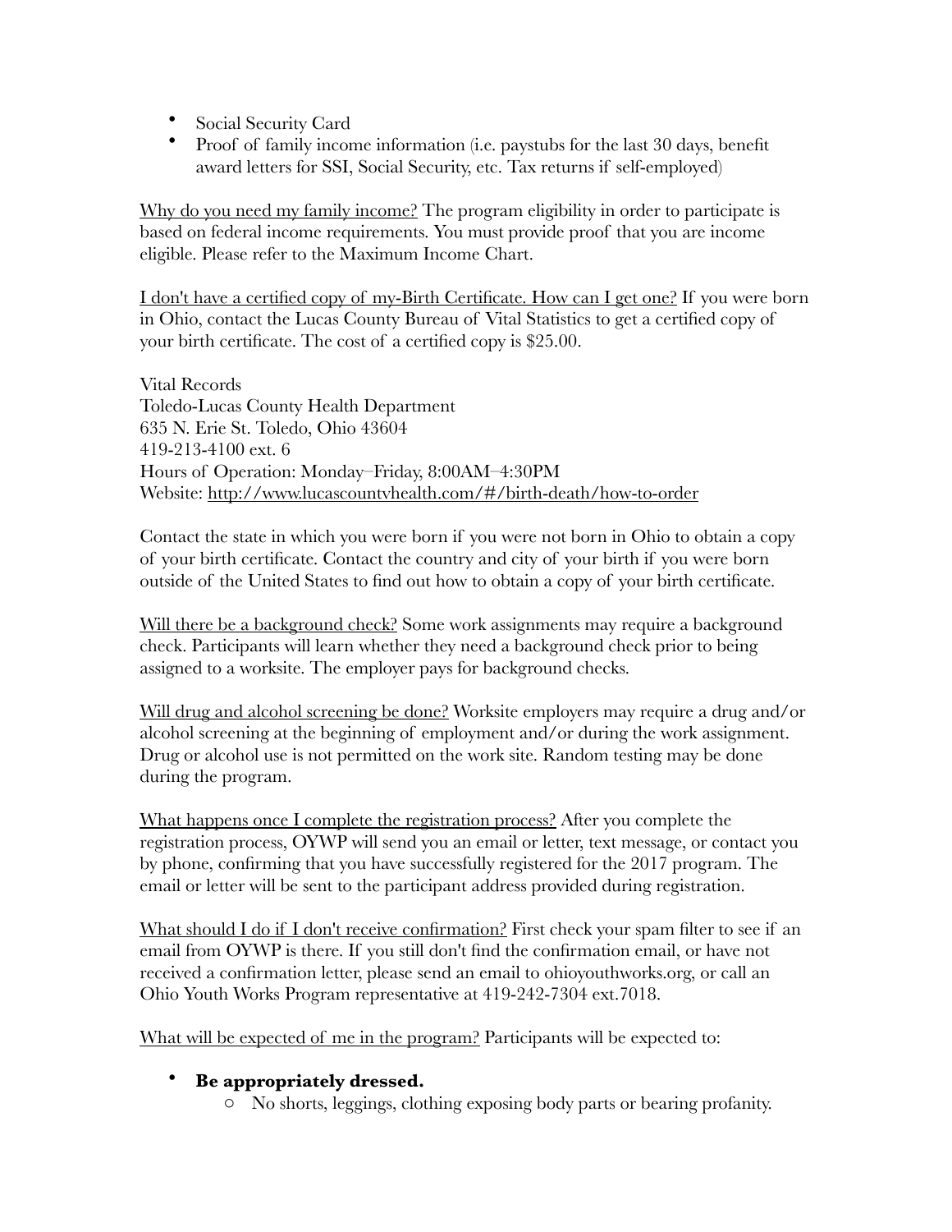- Social Security Card
- Proof of family income information (i.e. paystubs for the last 30 days, benefit award letters for SSI, Social Security, etc. Tax returns if self-employed)

<u>Why do you need my family income?</u> The program eligibility in order to participate is based on federal income requirements. You must provide proof that you are income eligible. Please refer to the Maximum Income Chart.

<u>I don't have a certified copy of my-Birth Certificate. How can I get one?</u> If you were born in Ohio, contact the Lucas County Bureau of Vital Statistics to get a certified copy of your birth certificate. The cost of a certified copy is $25.00.

Vital Records
Toledo-Lucas County Health Department
635 N. Erie St. Toledo, Ohio 43604
419-213-4100 ext. 6
Hours of Operation: Monday–Friday, 8:00AM–4:30PM
Website: http://www.lucascountyhealth.com/#/birth-death/how-to-order

Contact the state in which you were born if you were not born in Ohio to obtain a copy of your birth certificate. Contact the country and city of your birth if you were born outside of the United States to find out how to obtain a copy of your birth certificate.

<u>Will there be a background check?</u> Some work assignments may require a background check. Participants will learn whether they need a background check prior to being assigned to a worksite. The employer pays for background checks.

<u>Will drug and alcohol screening be done?</u> Worksite employers may require a drug and/or alcohol screening at the beginning of employment and/or during the work assignment. Drug or alcohol use is not permitted on the work site. Random testing may be done during the program.

<u>What happens once I complete the registration process?</u> After you complete the registration process, OYWP will send you an email or letter, text message, or contact you by phone, confirming that you have successfully registered for the 2017 program. The email or letter will be sent to the participant address provided during registration.

<u>What should I do if I don't receive confirmation?</u> First check your spam filter to see if an email from OYWP is there. If you still don't find the confirmation email, or have not received a confirmation letter, please send an email to ohioyouthworks.org, or call an Ohio Youth Works Program representative at 419-242-7304 ext.7018.

<u>What will be expected of me in the program?</u> Participants will be expected to:

- **Be appropriately dressed.**
  - No shorts, leggings, clothing exposing body parts or bearing profanity.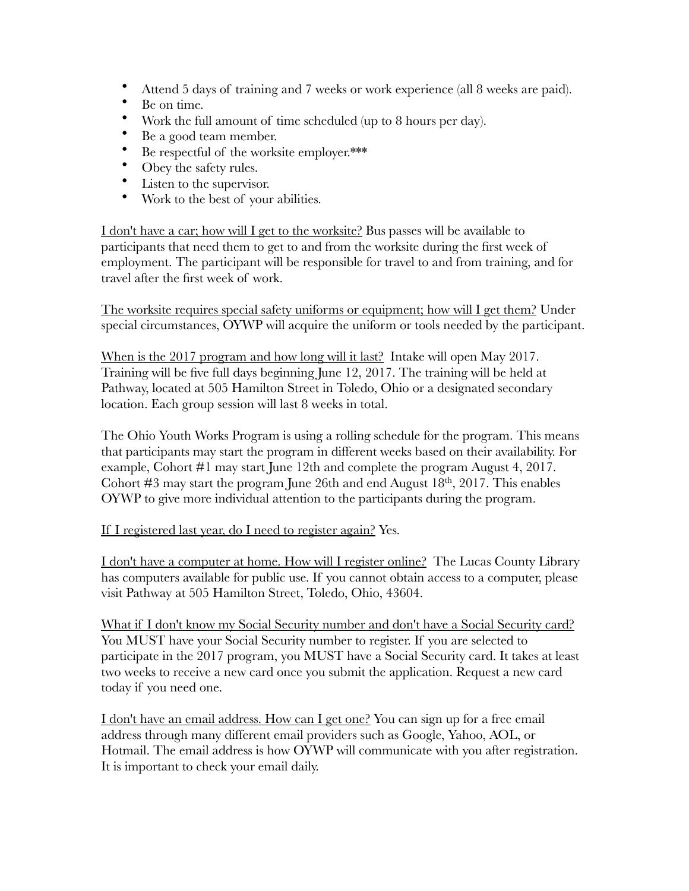- Attend 5 days of training and 7 weeks or work experience (all 8 weeks are paid).
- Be on time.
- Work the full amount of time scheduled (up to 8 hours per day).
- Be a good team member.
- Be respectful of the worksite employer.***
- Obey the safety rules.
- Listen to the supervisor.
- Work to the best of your abilities.

<u>I don't have a car; how will I get to the worksite?</u> Bus passes will be available to participants that need them to get to and from the worksite during the first week of employment. The participant will be responsible for travel to and from training, and for travel after the first week of work.

<u>The worksite requires special safety uniforms or equipment; how will I get them?</u> Under special circumstances, OYWP will acquire the uniform or tools needed by the participant.

<u>When is the 2017 program and how long will it last?</u> Intake will open May 2017. Training will be five full days beginning June 12, 2017. The training will be held at Pathway, located at 505 Hamilton Street in Toledo, Ohio or a designated secondary location. Each group session will last 8 weeks in total.

The Ohio Youth Works Program is using a rolling schedule for the program. This means that participants may start the program in different weeks based on their availability. For example, Cohort #1 may start June 12th and complete the program August 4, 2017. Cohort #3 may start the program June 26th and end August 18th, 2017. This enables OYWP to give more individual attention to the participants during the program.

<u>If I registered last year, do I need to register again?</u> Yes.

<u>I don't have a computer at home. How will I register online?</u> The Lucas County Library has computers available for public use. If you cannot obtain access to a computer, please visit Pathway at 505 Hamilton Street, Toledo, Ohio, 43604.

<u>What if I don't know my Social Security number and don't have a Social Security card?</u> You MUST have your Social Security number to register. If you are selected to participate in the 2017 program, you MUST have a Social Security card. It takes at least two weeks to receive a new card once you submit the application. Request a new card today if you need one.

<u>I don't have an email address. How can I get one?</u> You can sign up for a free email address through many different email providers such as Google, Yahoo, AOL, or Hotmail. The email address is how OYWP will communicate with you after registration. It is important to check your email daily.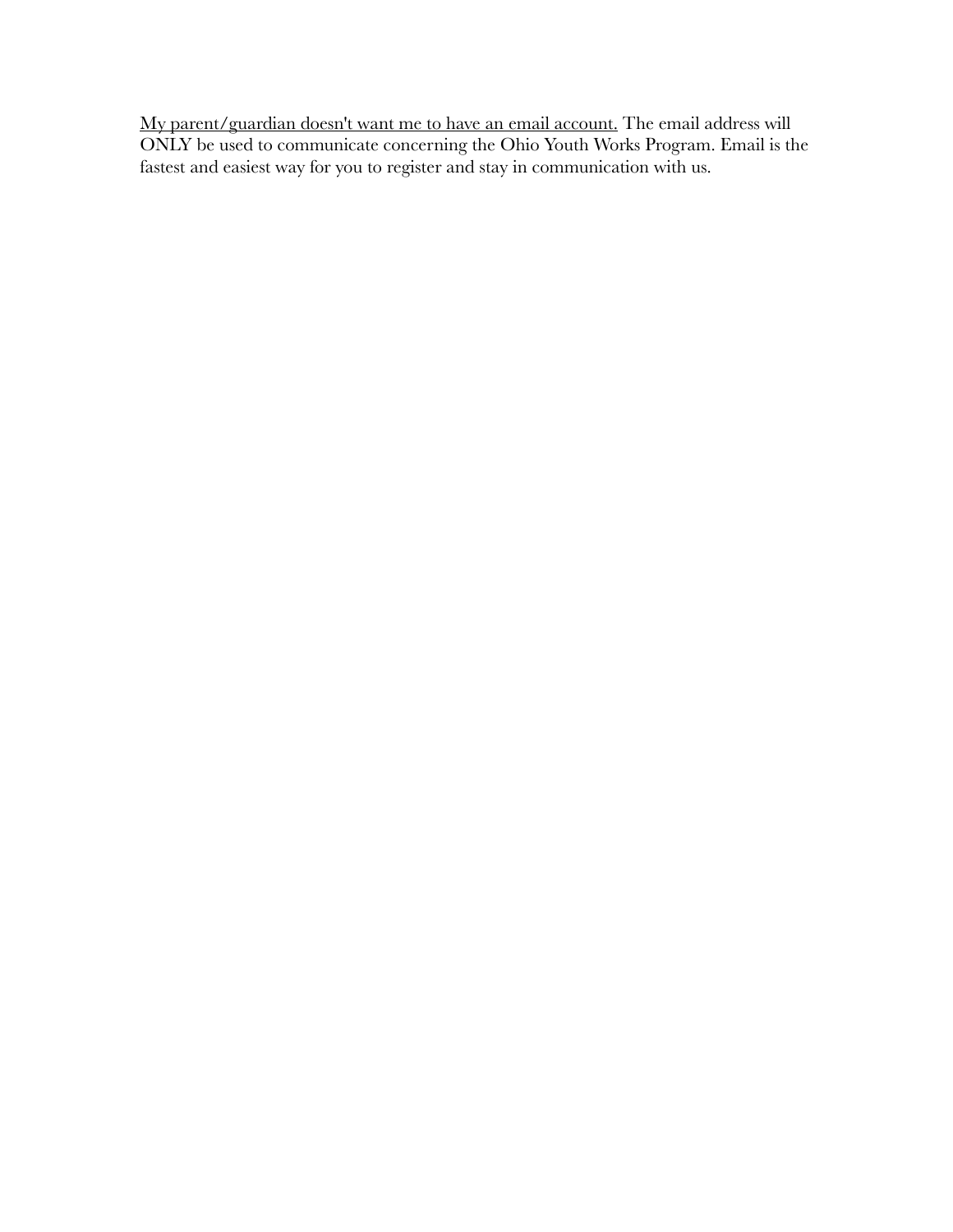<u>My parent/guardian doesn't want me to have an email account.</u> The email address will ONLY be used to communicate concerning the Ohio Youth Works Program. Email is the fastest and easiest way for you to register and stay in communication with us.